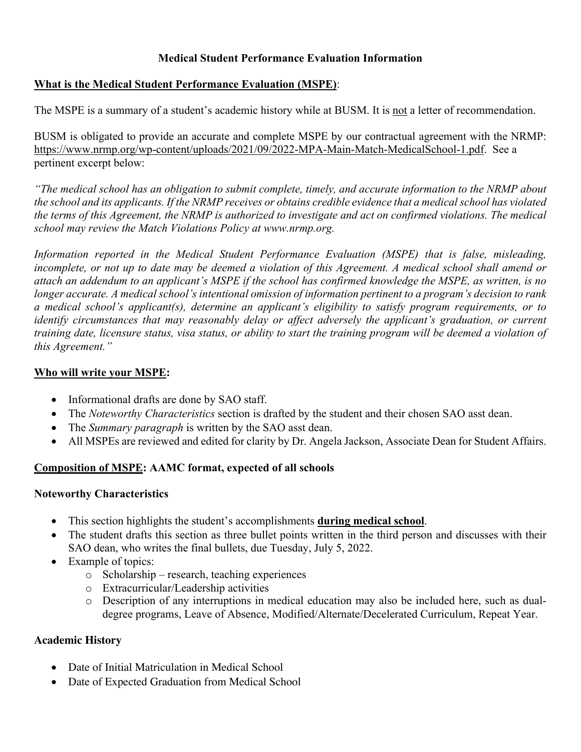# Medical Student Performance Evaluation Information

**What is the Medical Student Performance Evaluation (MSPE)**:

The MSPE is a summary of a student's academic history while at BUSM. It is not a letter of recommendation.

BUSM is obligated to provide an accurate and complete MSPE by our contractual agreement with the NRMP: https://www.nrmp.org/wp-content/uploads/2021/09/2022-MPA-Main-Match-MedicalSchool-1.pdf. See a pertinent excerpt below:

*"The medical school has an obligation to submit complete, timely, and accurate information to the NRMP about the school and its applicants. If the NRMP receives or obtains credible evidence that a medical school has violated the terms of this Agreement, the NRMP is authorized to investigate and act on confirmed violations. The medical school may review the Match Violations Policy at www.nrmp.org.*

*Information reported in the Medical Student Performance Evaluation (MSPE) that is false, misleading, incomplete, or not up to date may be deemed a violation of this Agreement. A medical school shall amend or attach an addendum to an applicant's MSPE if the school has confirmed knowledge the MSPE, as written, is no longer accurate. A medical school's intentional omission of information pertinent to a program's decision to rank a medical school's applicant(s), determine an applicant's eligibility to satisfy program requirements, or to identify circumstances that may reasonably delay or affect adversely the applicant's graduation, or current training date, licensure status, visa status, or ability to start the training program will be deemed a violation of this Agreement."*

**Who will write your MSPE:**

- Informational drafts are done by SAO staff.
- The *Noteworthy Characteristics* section is drafted by the student and their chosen SAO asst dean.
- The *Summary paragraph* is written by the SAO asst dean.
- All MSPEs are reviewed and edited for clarity by Dr. Angela Jackson, Associate Dean for Student Affairs.

**Composition of MSPE: AAMC format, expected of all schools**

**Noteworthy Characteristics**

- This section highlights the student's accomplishments **during medical school**.
- The student drafts this section as three bullet points written in the third person and discusses with their SAO dean, who writes the final bullets, due Tuesday, July 5, 2022.
- Example of topics:
  - Scholarship – research, teaching experiences
  - Extracurricular/Leadership activities
  - Description of any interruptions in medical education may also be included here, such as dual-degree programs, Leave of Absence, Modified/Alternate/Decelerated Curriculum, Repeat Year.

**Academic History**

- Date of Initial Matriculation in Medical School
- Date of Expected Graduation from Medical School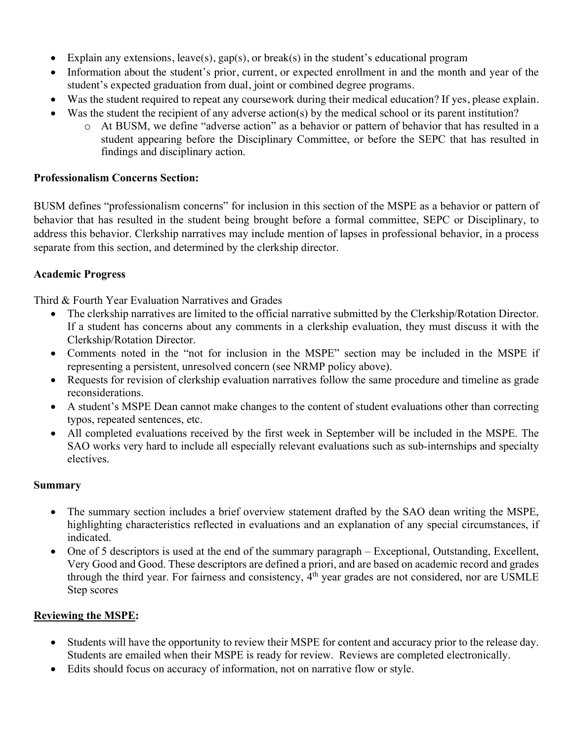- Explain any extensions, leave(s), gap(s), or break(s) in the student's educational program
- Information about the student's prior, current, or expected enrollment in and the month and year of the student's expected graduation from dual, joint or combined degree programs.
- Was the student required to repeat any coursework during their medical education? If yes, please explain.
- Was the student the recipient of any adverse action(s) by the medical school or its parent institution?
  - At BUSM, we define "adverse action" as a behavior or pattern of behavior that has resulted in a student appearing before the Disciplinary Committee, or before the SEPC that has resulted in findings and disciplinary action.

**Professionalism Concerns Section:**

BUSM defines "professionalism concerns" for inclusion in this section of the MSPE as a behavior or pattern of behavior that has resulted in the student being brought before a formal committee, SEPC or Disciplinary, to address this behavior. Clerkship narratives may include mention of lapses in professional behavior, in a process separate from this section, and determined by the clerkship director.

**Academic Progress**

Third & Fourth Year Evaluation Narratives and Grades

- The clerkship narratives are limited to the official narrative submitted by the Clerkship/Rotation Director. If a student has concerns about any comments in a clerkship evaluation, they must discuss it with the Clerkship/Rotation Director.
- Comments noted in the "not for inclusion in the MSPE" section may be included in the MSPE if representing a persistent, unresolved concern (see NRMP policy above).
- Requests for revision of clerkship evaluation narratives follow the same procedure and timeline as grade reconsiderations.
- A student's MSPE Dean cannot make changes to the content of student evaluations other than correcting typos, repeated sentences, etc.
- All completed evaluations received by the first week in September will be included in the MSPE. The SAO works very hard to include all especially relevant evaluations such as sub-internships and specialty electives.

**Summary**

- The summary section includes a brief overview statement drafted by the SAO dean writing the MSPE, highlighting characteristics reflected in evaluations and an explanation of any special circumstances, if indicated.
- One of 5 descriptors is used at the end of the summary paragraph – Exceptional, Outstanding, Excellent, Very Good and Good. These descriptors are defined a priori, and are based on academic record and grades through the third year. For fairness and consistency, 4th year grades are not considered, nor are USMLE Step scores

**Reviewing the MSPE:**

- Students will have the opportunity to review their MSPE for content and accuracy prior to the release day. Students are emailed when their MSPE is ready for review. Reviews are completed electronically.
- Edits should focus on accuracy of information, not on narrative flow or style.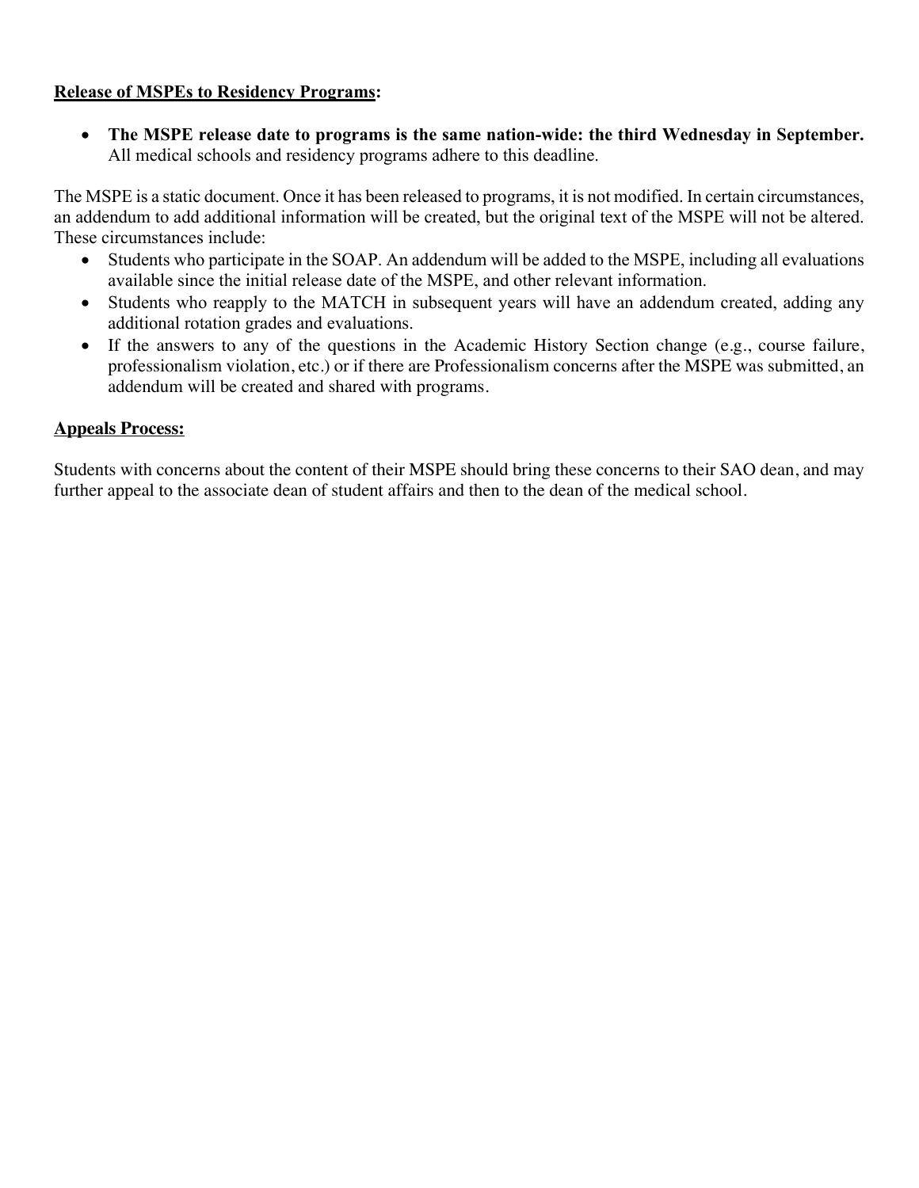**Release of MSPEs to Residency Programs:**

- **The MSPE release date to programs is the same nation-wide: the third Wednesday in September.** All medical schools and residency programs adhere to this deadline.

The MSPE is a static document. Once it has been released to programs, it is not modified. In certain circumstances, an addendum to add additional information will be created, but the original text of the MSPE will not be altered. These circumstances include:

- Students who participate in the SOAP. An addendum will be added to the MSPE, including all evaluations available since the initial release date of the MSPE, and other relevant information.
- Students who reapply to the MATCH in subsequent years will have an addendum created, adding any additional rotation grades and evaluations.
- If the answers to any of the questions in the Academic History Section change (e.g., course failure, professionalism violation, etc.) or if there are Professionalism concerns after the MSPE was submitted, an addendum will be created and shared with programs.

**Appeals Process:**

Students with concerns about the content of their MSPE should bring these concerns to their SAO dean, and may further appeal to the associate dean of student affairs and then to the dean of the medical school.